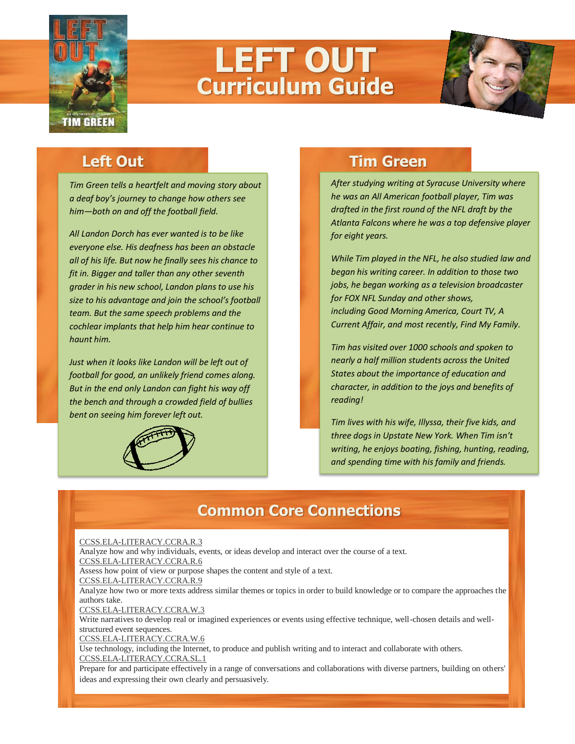# LEFT OUT

## Curriculum Guide

## Left Out

*Tim Green tells a heartfelt and moving story about a deaf boy's journey to change how others see him—both on and off the football field.*

*All Landon Dorch has ever wanted is to be like everyone else. His deafness has been an obstacle all of his life. But now he finally sees his chance to fit in. Bigger and taller than any other seventh grader in his new school, Landon plans to use his size to his advantage and join the school's football team. But the same speech problems and the cochlear implants that help him hear continue to haunt him.*

*Just when it looks like Landon will be left out of football for good, an unlikely friend comes along. But in the end only Landon can fight his way off the bench and through a crowded field of bullies bent on seeing him forever left out.*

## Tim Green

*After studying writing at Syracuse University where he was an All American football player, Tim was drafted in the first round of the NFL draft by the Atlanta Falcons where he was a top defensive player for eight years.*

*While Tim played in the NFL, he also studied law and began his writing career. In addition to those two jobs, he began working as a television broadcaster for FOX NFL Sunday and other shows, including Good Morning America, Court TV, A Current Affair, and most recently, Find My Family.*

*Tim has visited over 1000 schools and spoken to nearly a half million students across the United States about the importance of education and character, in addition to the joys and benefits of reading!*

*Tim lives with his wife, Illyssa, their five kids, and three dogs in Upstate New York. When Tim isn't writing, he enjoys boating, fishing, hunting, reading, and spending time with his family and friends.*

## Common Core Connections

CCSS.ELA-LITERACY.CCRA.R.3
Analyze how and why individuals, events, or ideas develop and interact over the course of a text.
CCSS.ELA-LITERACY.CCRA.R.6
Assess how point of view or purpose shapes the content and style of a text.
CCSS.ELA-LITERACY.CCRA.R.9
Analyze how two or more texts address similar themes or topics in order to build knowledge or to compare the approaches the authors take.
CCSS.ELA-LITERACY.CCRA.W.3
Write narratives to develop real or imagined experiences or events using effective technique, well-chosen details and well-structured event sequences.
CCSS.ELA-LITERACY.CCRA.W.6
Use technology, including the Internet, to produce and publish writing and to interact and collaborate with others.
CCSS.ELA-LITERACY.CCRA.SL.1
Prepare for and participate effectively in a range of conversations and collaborations with diverse partners, building on others' ideas and expressing their own clearly and persuasively.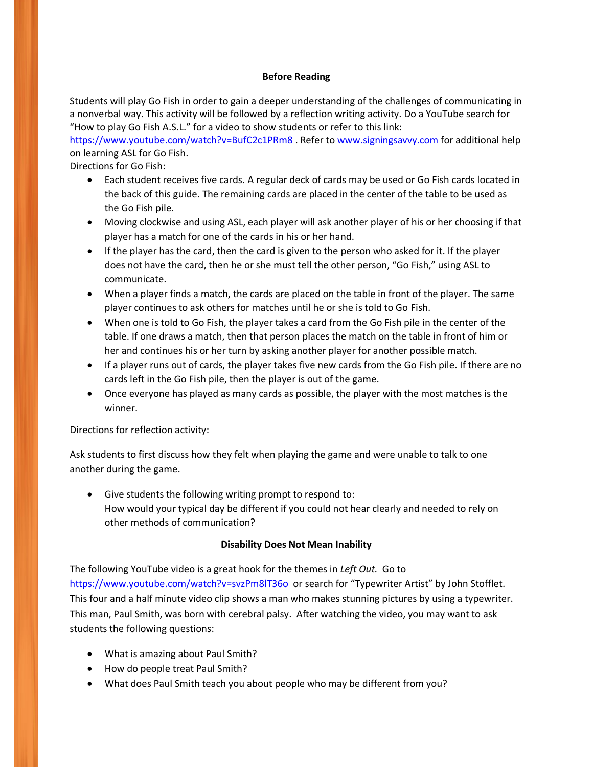## Before Reading

Students will play Go Fish in order to gain a deeper understanding of the challenges of communicating in a nonverbal way. This activity will be followed by a reflection writing activity. Do a YouTube search for "How to play Go Fish A.S.L." for a video to show students or refer to this link: https://www.youtube.com/watch?v=BufC2c1PRm8 . Refer to www.signingsavvy.com for additional help on learning ASL for Go Fish.

Directions for Go Fish:

- Each student receives five cards. A regular deck of cards may be used or Go Fish cards located in the back of this guide. The remaining cards are placed in the center of the table to be used as the Go Fish pile.
- Moving clockwise and using ASL, each player will ask another player of his or her choosing if that player has a match for one of the cards in his or her hand.
- If the player has the card, then the card is given to the person who asked for it. If the player does not have the card, then he or she must tell the other person, "Go Fish," using ASL to communicate.
- When a player finds a match, the cards are placed on the table in front of the player. The same player continues to ask others for matches until he or she is told to Go Fish.
- When one is told to Go Fish, the player takes a card from the Go Fish pile in the center of the table. If one draws a match, then that person places the match on the table in front of him or her and continues his or her turn by asking another player for another possible match.
- If a player runs out of cards, the player takes five new cards from the Go Fish pile. If there are no cards left in the Go Fish pile, then the player is out of the game.
- Once everyone has played as many cards as possible, the player with the most matches is the winner.

Directions for reflection activity:

Ask students to first discuss how they felt when playing the game and were unable to talk to one another during the game.

- Give students the following writing prompt to respond to:
  How would your typical day be different if you could not hear clearly and needed to rely on other methods of communication?

## Disability Does Not Mean Inability

The following YouTube video is a great hook for the themes in *Left Out.* Go to https://www.youtube.com/watch?v=svzPm8lT36o or search for "Typewriter Artist" by John Stofflet. This four and a half minute video clip shows a man who makes stunning pictures by using a typewriter. This man, Paul Smith, was born with cerebral palsy. After watching the video, you may want to ask students the following questions:

- What is amazing about Paul Smith?
- How do people treat Paul Smith?
- What does Paul Smith teach you about people who may be different from you?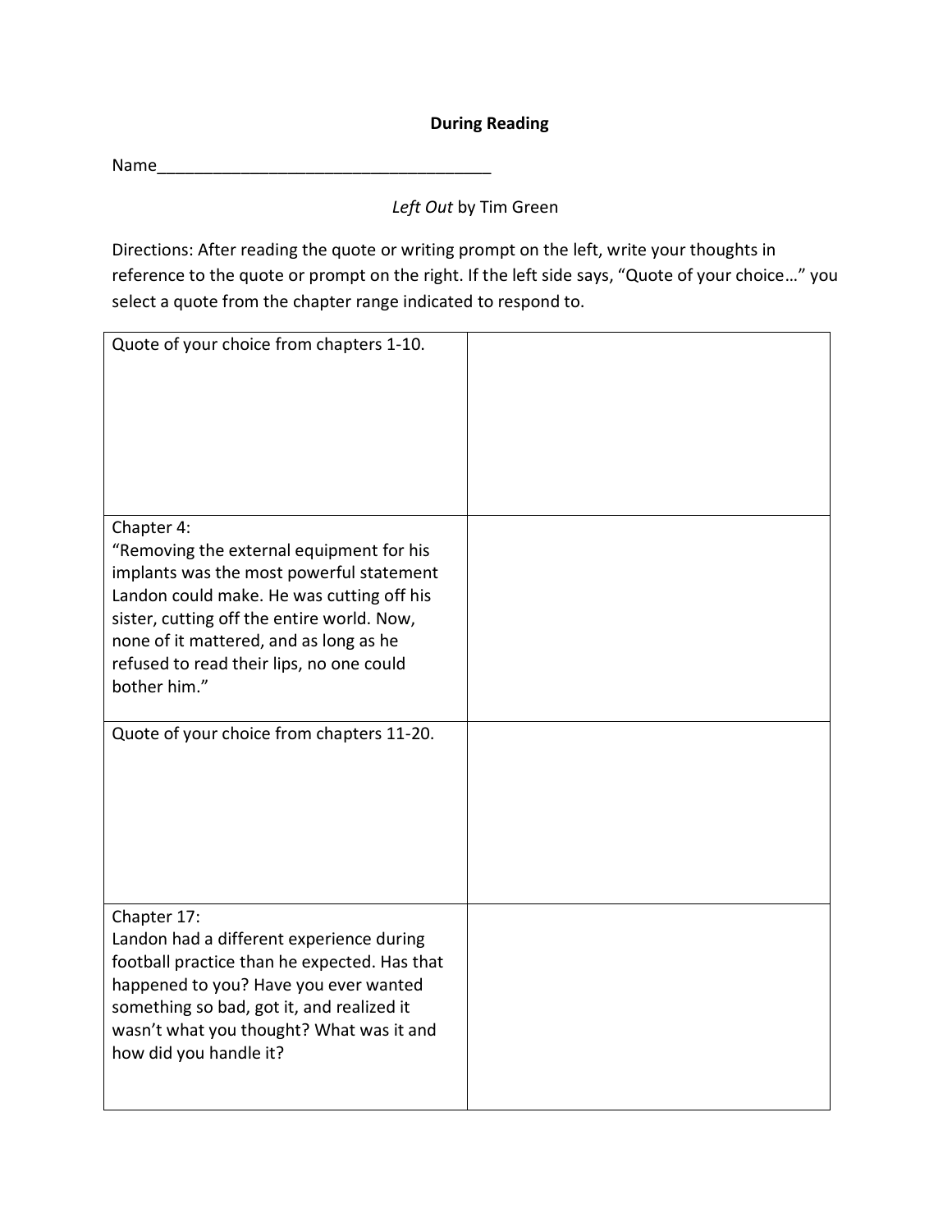**During Reading**

Name_____________________________________

*Left Out* by Tim Green

Directions: After reading the quote or writing prompt on the left, write your thoughts in reference to the quote or prompt on the right. If the left side says, “Quote of your choice…” you select a quote from the chapter range indicated to respond to.

| | |
|---|---|
| Quote of your choice from chapters 1-10. | |
| Chapter 4:<br>“Removing the external equipment for his implants was the most powerful statement Landon could make. He was cutting off his sister, cutting off the entire world. Now, none of it mattered, and as long as he refused to read their lips, no one could bother him.” | |
| Quote of your choice from chapters 11-20. | |
| Chapter 17:<br>Landon had a different experience during football practice than he expected. Has that happened to you? Have you ever wanted something so bad, got it, and realized it wasn’t what you thought? What was it and how did you handle it? | |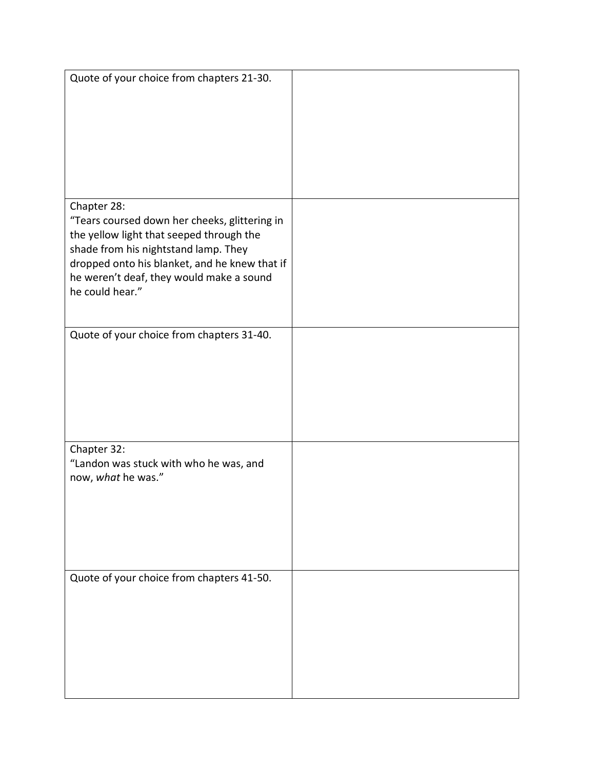| | |
|---|---|
| Quote of your choice from chapters 21-30. | |
| Chapter 28:<br>"Tears coursed down her cheeks, glittering in the yellow light that seeped through the shade from his nightstand lamp. They dropped onto his blanket, and he knew that if he weren't deaf, they would make a sound he could hear." | |
| Quote of your choice from chapters 31-40. | |
| Chapter 32:<br>"Landon was stuck with who he was, and now, *what* he was." | |
| Quote of your choice from chapters 41-50. | |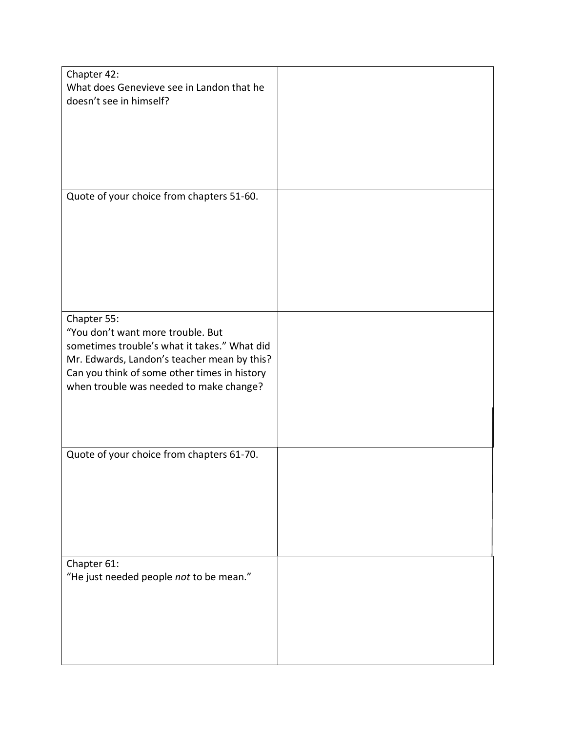| Chapter 42: What does Genevieve see in Landon that he doesn't see in himself? | |
|---|---|
| Quote of your choice from chapters 51-60. | |
| Chapter 55: "You don't want more trouble. But sometimes trouble's what it takes." What did Mr. Edwards, Landon's teacher mean by this? Can you think of some other times in history when trouble was needed to make change? | |
| Quote of your choice from chapters 61-70. | |
| Chapter 61: "He just needed people *not* to be mean." | |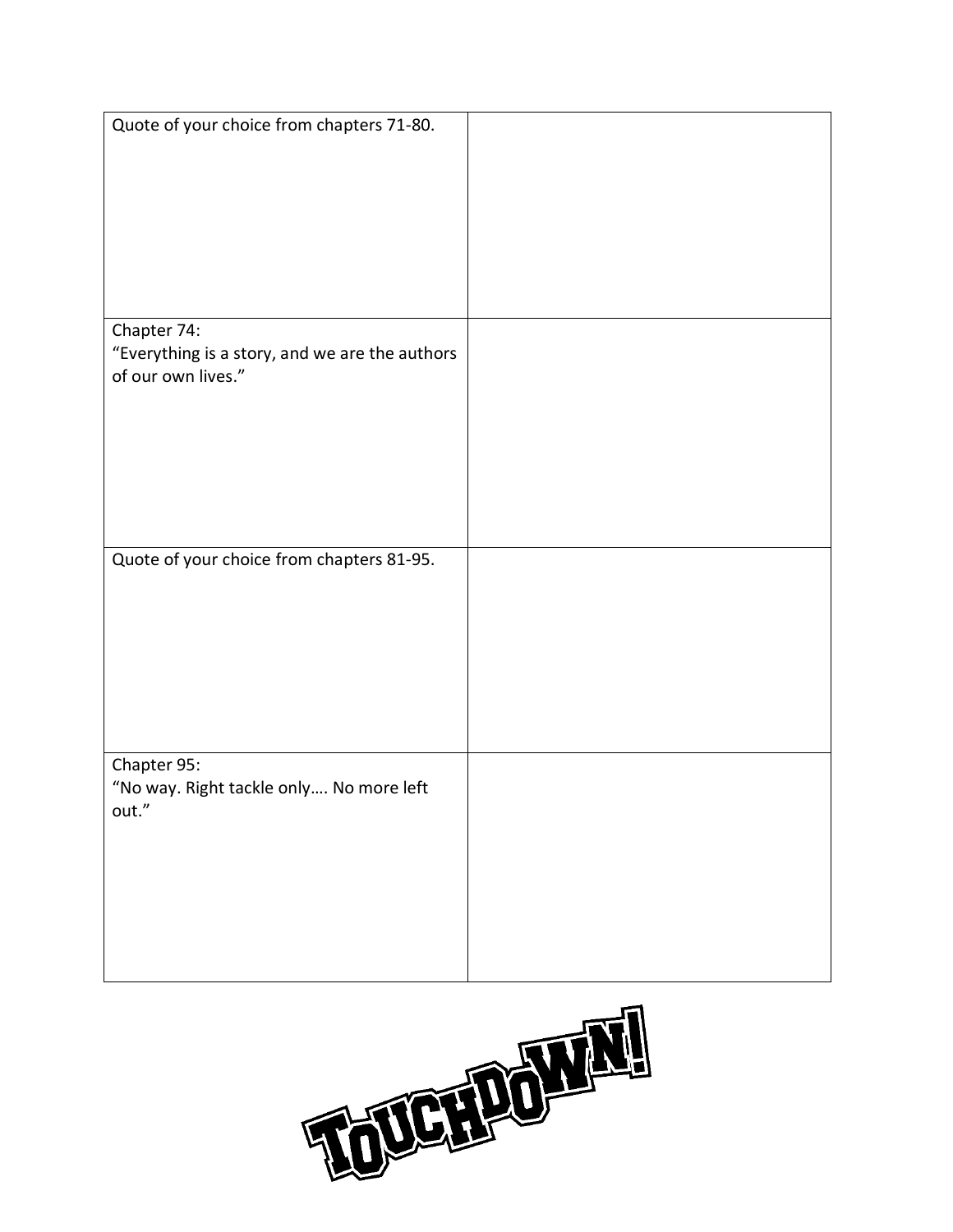| Quote of your choice from chapters 71-80. | |
| --- | --- |
| Chapter 74:<br>"Everything is a story, and we are the authors of our own lives." | |
| Quote of your choice from chapters 81-95. | |
| Chapter 95:<br>"No way. Right tackle only…. No more left out." | |

TOUCHDOWN!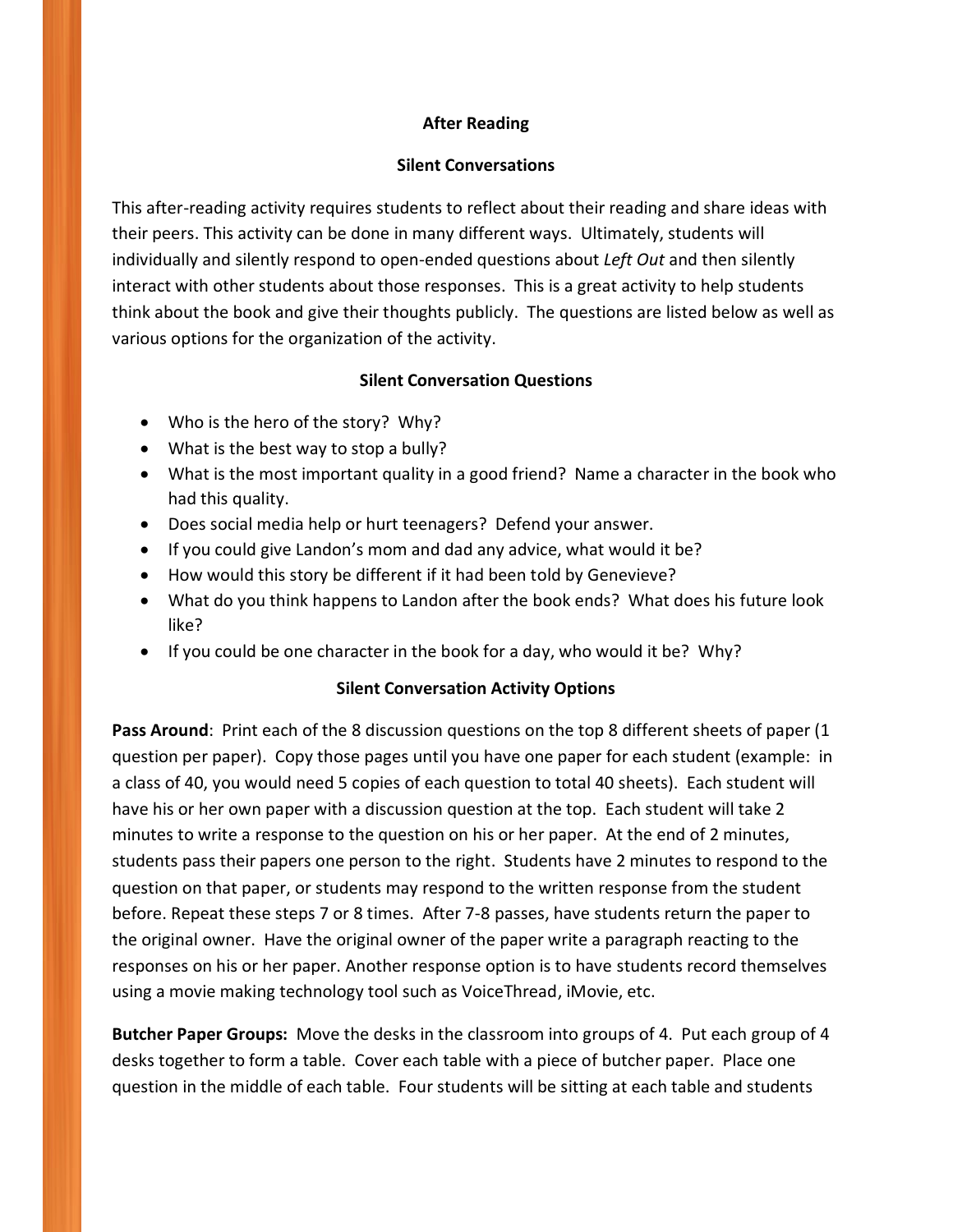## After Reading

### Silent Conversations

This after-reading activity requires students to reflect about their reading and share ideas with their peers. This activity can be done in many different ways. Ultimately, students will individually and silently respond to open-ended questions about *Left Out* and then silently interact with other students about those responses. This is a great activity to help students think about the book and give their thoughts publicly. The questions are listed below as well as various options for the organization of the activity.

### Silent Conversation Questions

- Who is the hero of the story? Why?
- What is the best way to stop a bully?
- What is the most important quality in a good friend? Name a character in the book who had this quality.
- Does social media help or hurt teenagers? Defend your answer.
- If you could give Landon's mom and dad any advice, what would it be?
- How would this story be different if it had been told by Genevieve?
- What do you think happens to Landon after the book ends? What does his future look like?
- If you could be one character in the book for a day, who would it be? Why?

### Silent Conversation Activity Options

**Pass Around**: Print each of the 8 discussion questions on the top 8 different sheets of paper (1 question per paper). Copy those pages until you have one paper for each student (example: in a class of 40, you would need 5 copies of each question to total 40 sheets). Each student will have his or her own paper with a discussion question at the top. Each student will take 2 minutes to write a response to the question on his or her paper. At the end of 2 minutes, students pass their papers one person to the right. Students have 2 minutes to respond to the question on that paper, or students may respond to the written response from the student before. Repeat these steps 7 or 8 times. After 7-8 passes, have students return the paper to the original owner. Have the original owner of the paper write a paragraph reacting to the responses on his or her paper. Another response option is to have students record themselves using a movie making technology tool such as VoiceThread, iMovie, etc.

**Butcher Paper Groups:** Move the desks in the classroom into groups of 4. Put each group of 4 desks together to form a table. Cover each table with a piece of butcher paper. Place one question in the middle of each table. Four students will be sitting at each table and students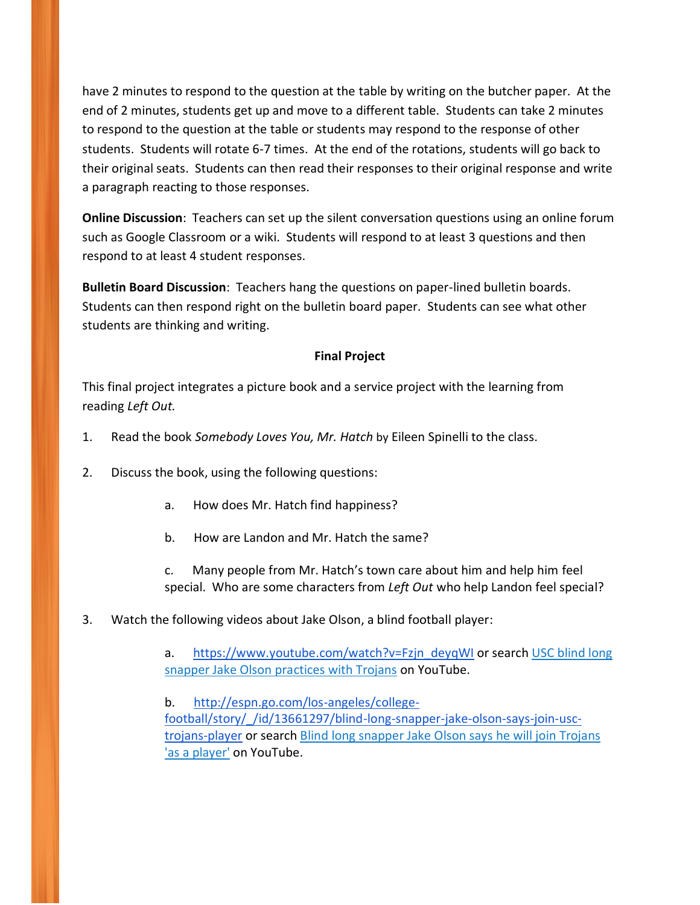have 2 minutes to respond to the question at the table by writing on the butcher paper. At the end of 2 minutes, students get up and move to a different table. Students can take 2 minutes to respond to the question at the table or students may respond to the response of other students. Students will rotate 6-7 times. At the end of the rotations, students will go back to their original seats. Students can then read their responses to their original response and write a paragraph reacting to those responses.

**Online Discussion**: Teachers can set up the silent conversation questions using an online forum such as Google Classroom or a wiki. Students will respond to at least 3 questions and then respond to at least 4 student responses.

**Bulletin Board Discussion**: Teachers hang the questions on paper-lined bulletin boards. Students can then respond right on the bulletin board paper. Students can see what other students are thinking and writing.

**Final Project**

This final project integrates a picture book and a service project with the learning from reading *Left Out.*

1. Read the book *Somebody Loves You, Mr. Hatch* by Eileen Spinelli to the class.

2. Discuss the book, using the following questions:

   a. How does Mr. Hatch find happiness?

   b. How are Landon and Mr. Hatch the same?

   c. Many people from Mr. Hatch's town care about him and help him feel special. Who are some characters from *Left Out* who help Landon feel special?

3. Watch the following videos about Jake Olson, a blind football player:

   a. [https://www.youtube.com/watch?v=Fzjn_deyqWI](https://www.youtube.com/watch?v=Fzjn_deyqWI) or search [USC blind long snapper Jake Olson practices with Trojans](https://www.youtube.com/watch?v=Fzjn_deyqWI) on YouTube.

   b. [http://espn.go.com/los-angeles/college-football/story/_/id/13661297/blind-long-snapper-jake-olson-says-join-usc-trojans-player](http://espn.go.com/los-angeles/college-football/story/_/id/13661297/blind-long-snapper-jake-olson-says-join-usc-trojans-player) or search [Blind long snapper Jake Olson says he will join Trojans 'as a player'](http://espn.go.com/los-angeles/college-football/story/_/id/13661297/blind-long-snapper-jake-olson-says-join-usc-trojans-player) on YouTube.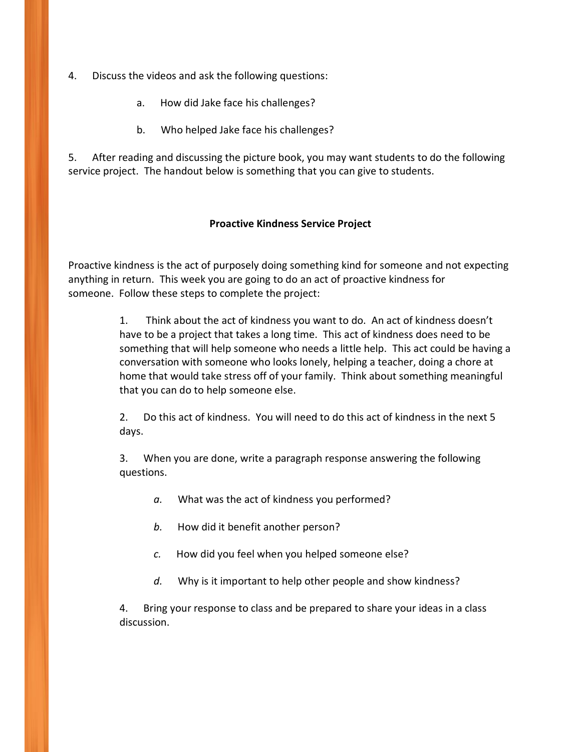4. Discuss the videos and ask the following questions:

    a. How did Jake face his challenges?

    b. Who helped Jake face his challenges?

5. After reading and discussing the picture book, you may want students to do the following service project. The handout below is something that you can give to students.

**Proactive Kindness Service Project**

Proactive kindness is the act of purposely doing something kind for someone and not expecting anything in return. This week you are going to do an act of proactive kindness for someone. Follow these steps to complete the project:

1. Think about the act of kindness you want to do. An act of kindness doesn't have to be a project that takes a long time. This act of kindness does need to be something that will help someone who needs a little help. This act could be having a conversation with someone who looks lonely, helping a teacher, doing a chore at home that would take stress off of your family. Think about something meaningful that you can do to help someone else.

2. Do this act of kindness. You will need to do this act of kindness in the next 5 days.

3. When you are done, write a paragraph response answering the following questions.

    *a.* What was the act of kindness you performed?

    *b.* How did it benefit another person?

    *c.* How did you feel when you helped someone else?

    *d.* Why is it important to help other people and show kindness?

4. Bring your response to class and be prepared to share your ideas in a class discussion.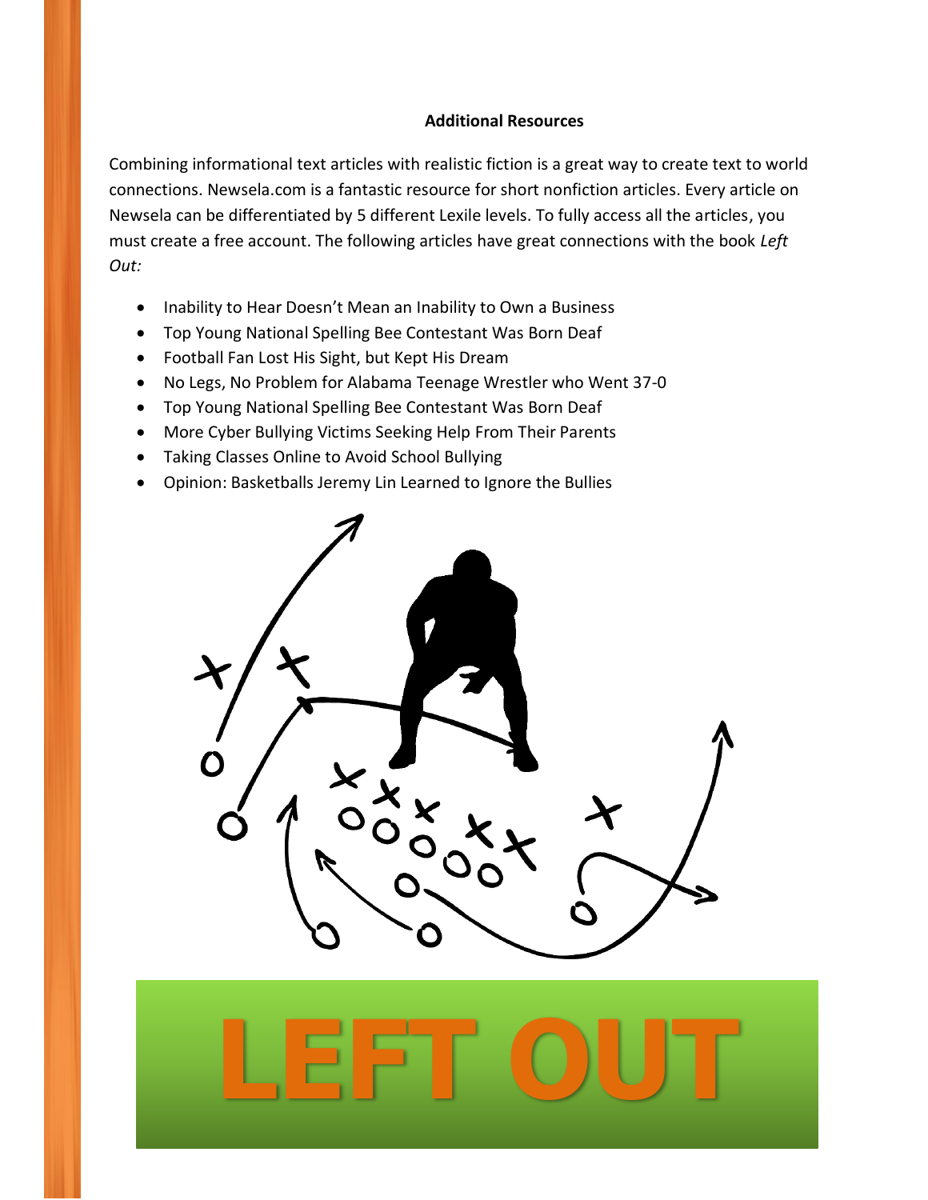## Additional Resources

Combining informational text articles with realistic fiction is a great way to create text to world connections. Newsela.com is a fantastic resource for short nonfiction articles. Every article on Newsela can be differentiated by 5 different Lexile levels. To fully access all the articles, you must create a free account. The following articles have great connections with the book *Left Out:*

- Inability to Hear Doesn't Mean an Inability to Own a Business
- Top Young National Spelling Bee Contestant Was Born Deaf
- Football Fan Lost His Sight, but Kept His Dream
- No Legs, No Problem for Alabama Teenage Wrestler who Went 37-0
- Top Young National Spelling Bee Contestant Was Born Deaf
- More Cyber Bullying Victims Seeking Help From Their Parents
- Taking Classes Online to Avoid School Bullying
- Opinion: Basketballs Jeremy Lin Learned to Ignore the Bullies

LEFT OUT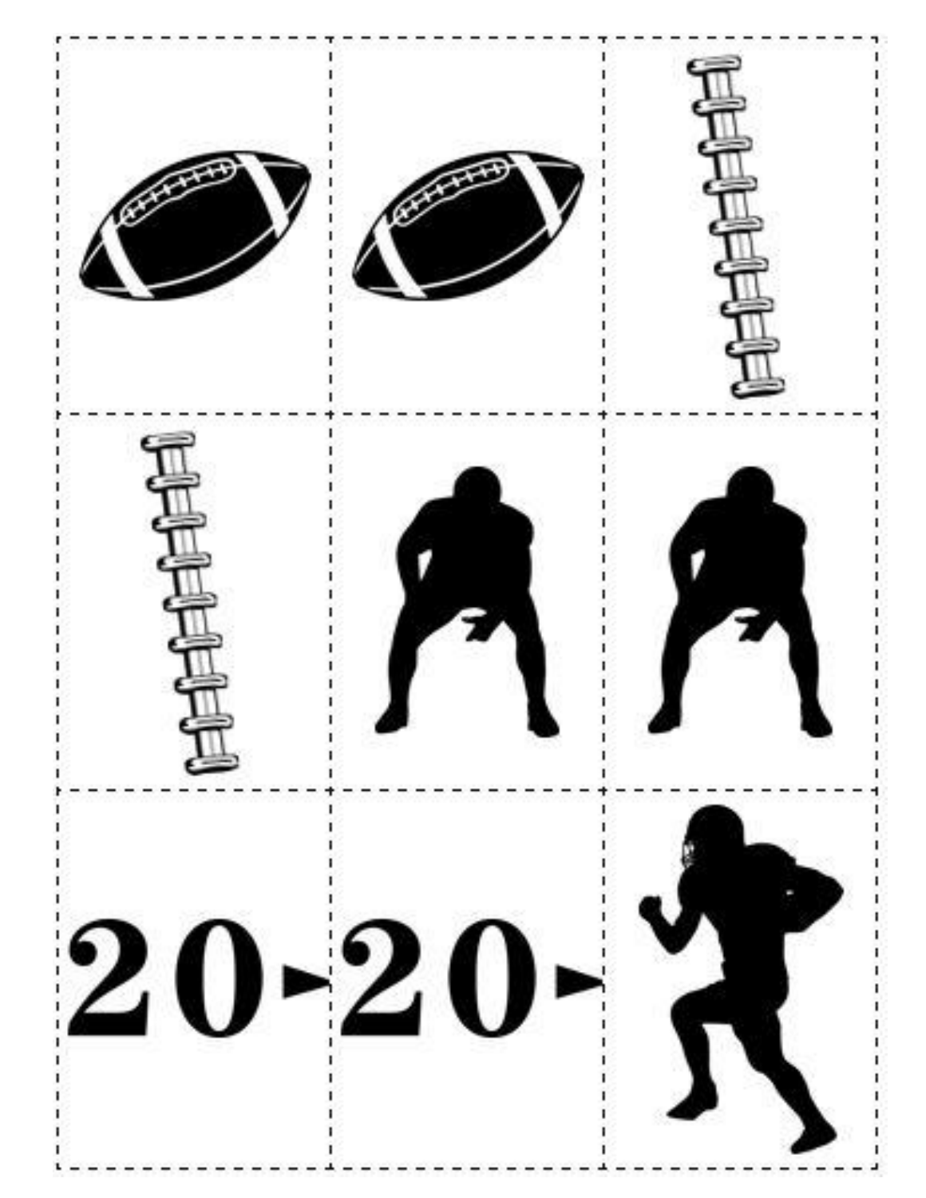20

20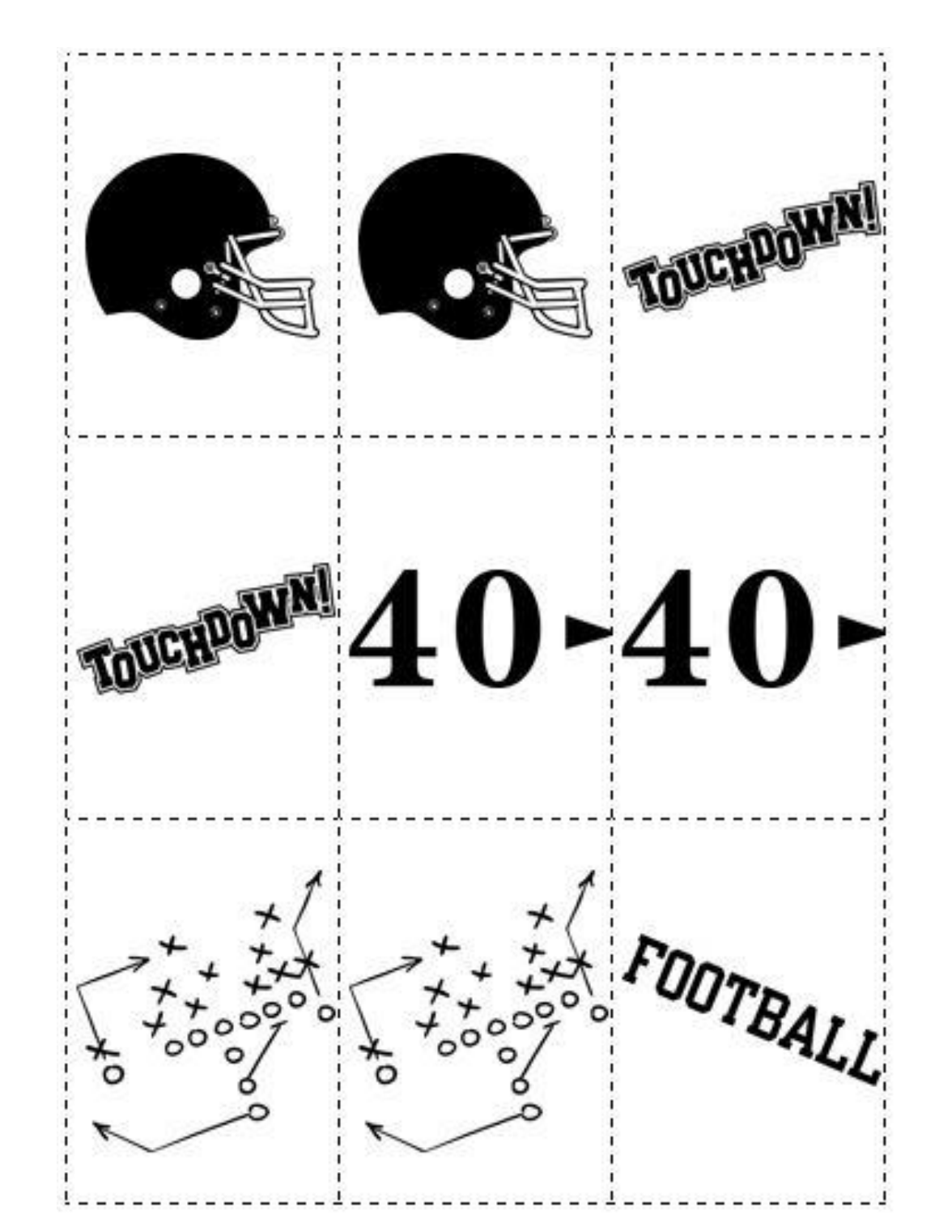| | | |
|---|---|---|
| | | TOUCHDOWN! |
| TOUCHDOWN! | 40 ▸ | 40 ▸ |
| | | FOOTBALL |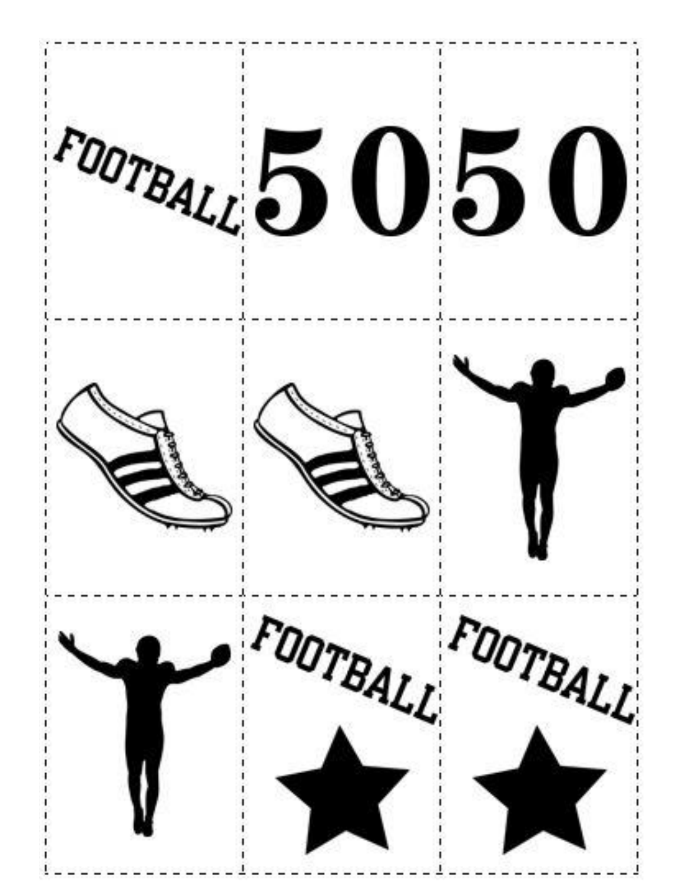| | | |
|---|---|---|
| FOOTBALL | 50 | 50 |
| | | |
| | FOOTBALL | FOOTBALL |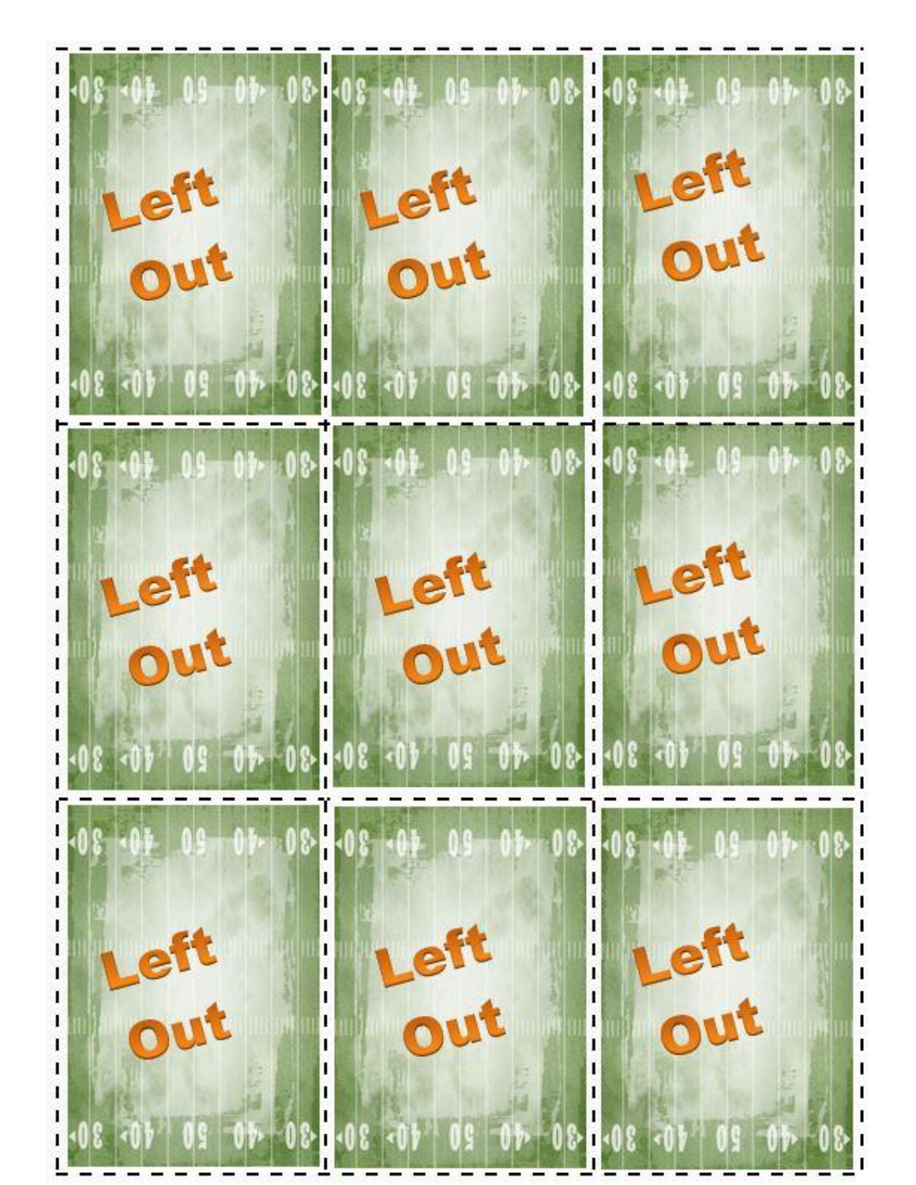Left Out

Left Out

Left Out

Left Out

Left Out

Left Out

Left Out

Left Out

Left Out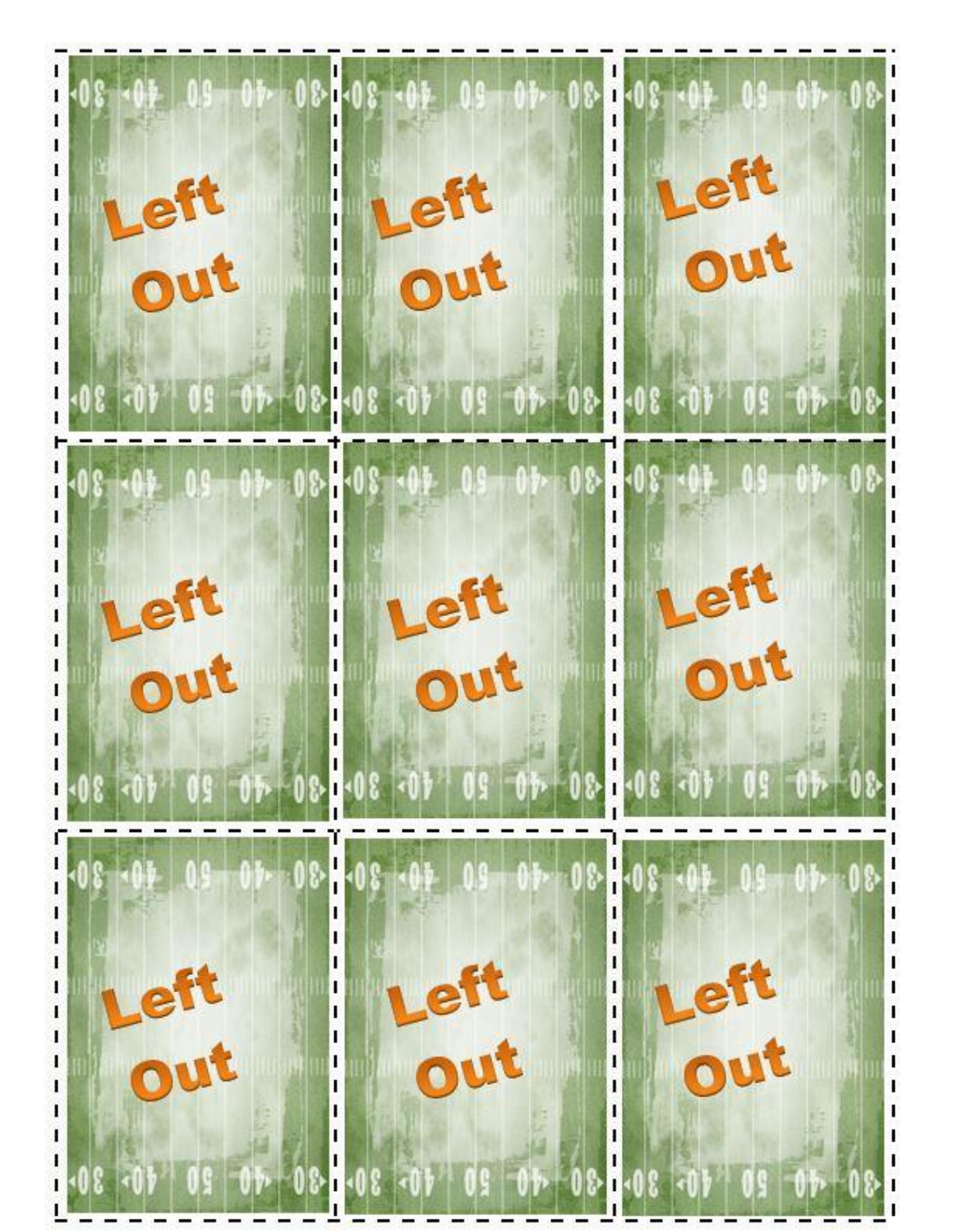Left Out

Left Out

Left Out

Left Out

Left Out

Left Out

Left Out

Left Out

Left Out